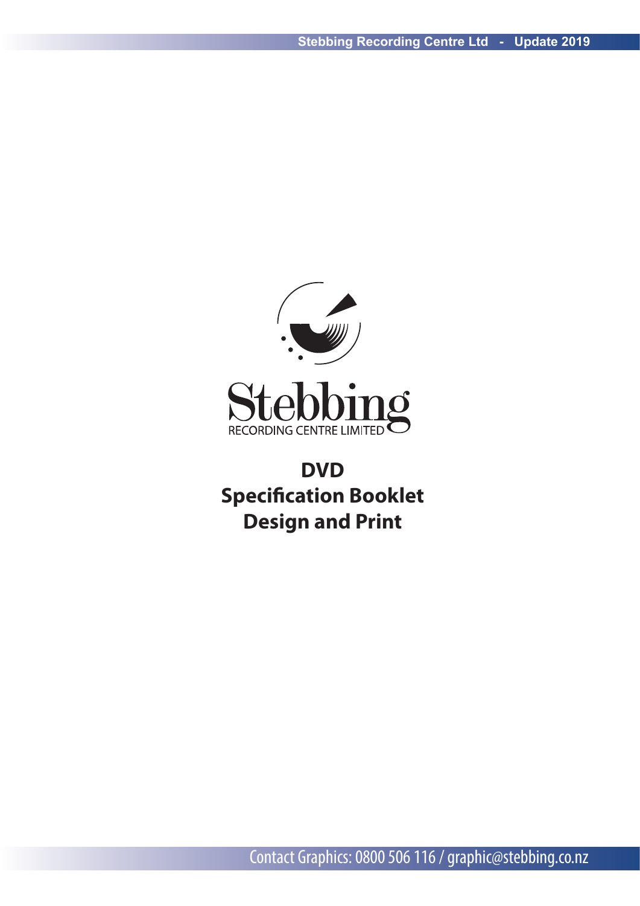Stebbing

RECORDING CENTRE LIMITED

# DVD
# Specification Booklet
# Design and Print

Contact Graphics: 0800 506 116 / graphic@stebbing.co.nz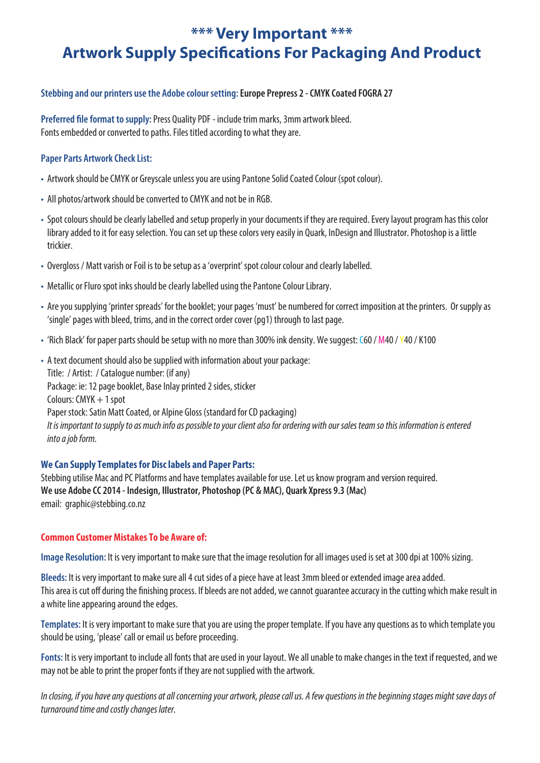# \*\*\* Very Important \*\*\*
# Artwork Supply Specifications For Packaging And Product

**Stebbing and our printers use the Adobe colour setting:** **Europe Prepress 2 - CMYK Coated FOGRA 27**

**Preferred file format to supply:** Press Quality PDF - include trim marks, 3mm artwork bleed.
Fonts embedded or converted to paths. Files titled according to what they are.

### Paper Parts Artwork Check List:

- Artwork should be CMYK or Greyscale unless you are using Pantone Solid Coated Colour (spot colour).
- All photos/artwork should be converted to CMYK and not be in RGB.
- Spot colours should be clearly labelled and setup properly in your documents if they are required. Every layout program has this color library added to it for easy selection. You can set up these colors very easily in Quark, InDesign and Illustrator. Photoshop is a little trickier.
- Overgloss / Matt varish or Foil is to be setup as a 'overprint' spot colour colour and clearly labelled.
- Metallic or Fluro spot inks should be clearly labelled using the Pantone Colour Library.
- Are you supplying 'printer spreads' for the booklet; your pages 'must' be numbered for correct imposition at the printers. Or supply as 'single' pages with bleed, trims, and in the correct order cover (pg1) through to last page.
- 'Rich Black' for paper parts should be setup with no more than 300% ink density. We suggest: C60 / M40 / Y40 / K100
- A text document should also be supplied with information about your package:
  Title: / Artist: / Catalogue number: (if any)
  Package: ie: 12 page booklet, Base Inlay printed 2 sides, sticker
  Colours: CMYK + 1 spot
  Paper stock: Satin Matt Coated, or Alpine Gloss (standard for CD packaging)
  *It is important to supply to as much info as possible to your client also for ordering with our sales team so this information is entered into a job form.*

### We Can Supply Templates for Disc labels and Paper Parts:

Stebbing utilise Mac and PC Platforms and have templates available for use. Let us know program and version required.
**We use Adobe CC 2014 - Indesign, Illustrator, Photoshop (PC & MAC), Quark Xpress 9.3 (Mac)**
email: graphic@stebbing.co.nz

### Common Customer Mistakes To be Aware of:

**Image Resolution:** It is very important to make sure that the image resolution for all images used is set at 300 dpi at 100% sizing.

**Bleeds:** It is very important to make sure all 4 cut sides of a piece have at least 3mm bleed or extended image area added.
This area is cut off during the finishing process. If bleeds are not added, we cannot guarantee accuracy in the cutting which make result in a white line appearing around the edges.

**Templates:** It is very important to make sure that you are using the proper template. If you have any questions as to which template you should be using, 'please' call or email us before proceeding.

**Fonts:** It is very important to include all fonts that are used in your layout. We all unable to make changes in the text if requested, and we may not be able to print the proper fonts if they are not supplied with the artwork.

*In closing, if you have any questions at all concerning your artwork, please call us. A few questions in the beginning stages might save days of turnaround time and costly changes later.*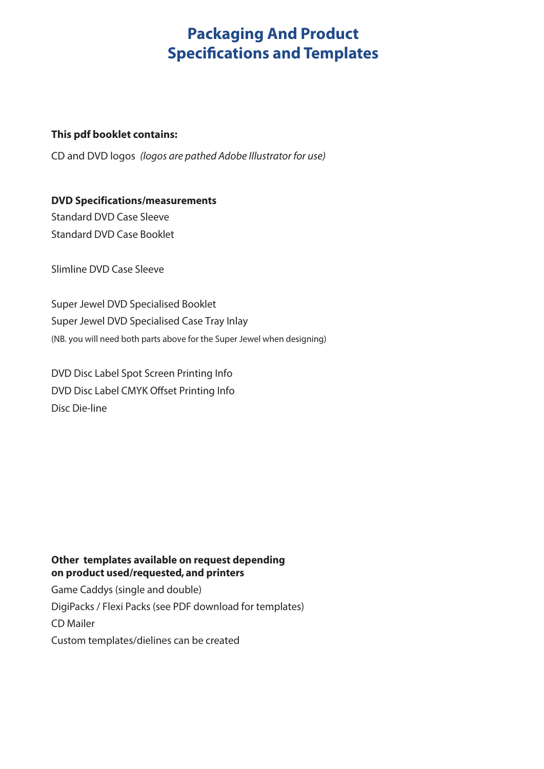# Packaging And Product Specifications and Templates

**This pdf booklet contains:**

CD and DVD logos *(logos are pathed Adobe Illustrator for use)*

**DVD Specifications/measurements**

Standard DVD Case Sleeve

Standard DVD Case Booklet

Slimline DVD Case Sleeve

Super Jewel DVD Specialised Booklet

Super Jewel DVD Specialised Case Tray Inlay

(NB. you will need both parts above for the Super Jewel when designing)

DVD Disc Label Spot Screen Printing Info

DVD Disc Label CMYK Offset Printing Info

Disc Die-line

**Other templates available on request depending on product used/requested, and printers**

Game Caddys (single and double)

DigiPacks / Flexi Packs (see PDF download for templates)

CD Mailer

Custom templates/dielines can be created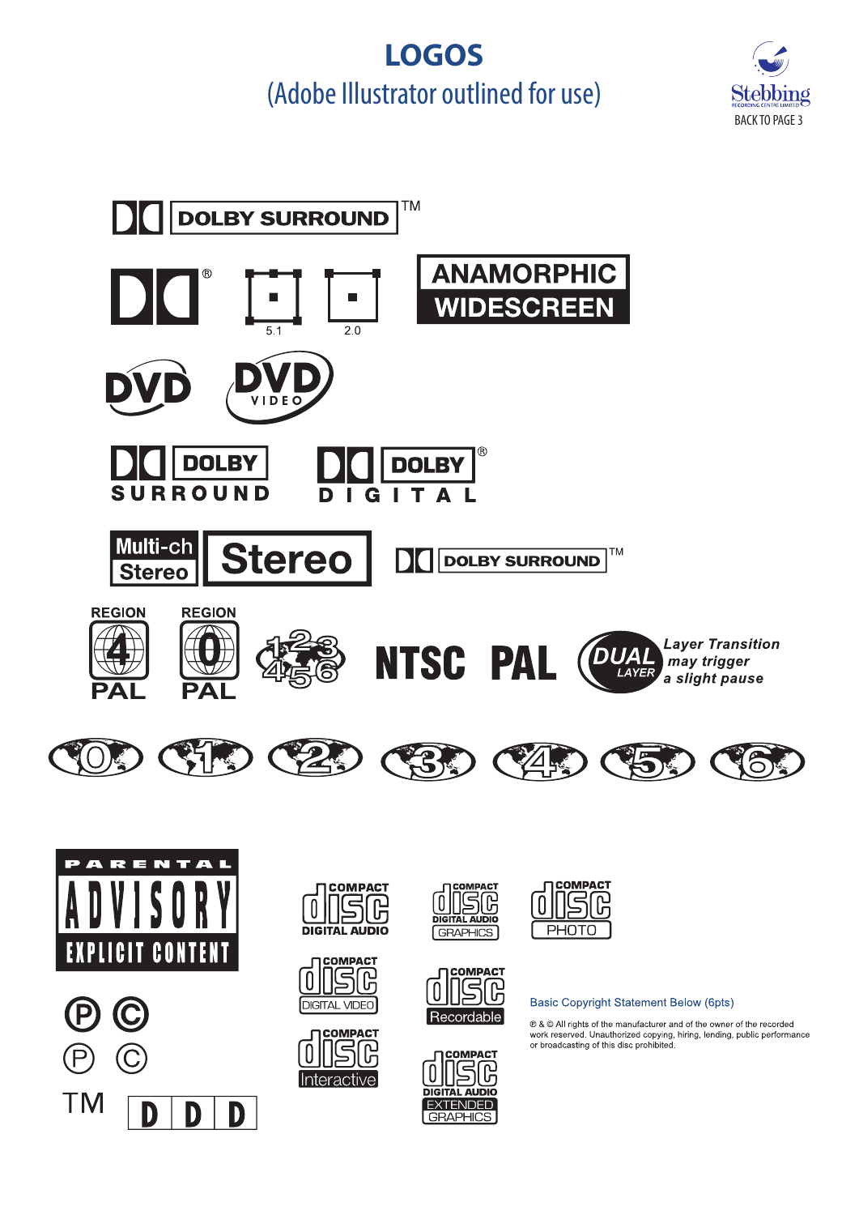# LOGOS

(Adobe Illustrator outlined for use)

Stebbing
RECORDING CENTRE LIMITED
BACK TO PAGE 3

DOLBY SURROUND ™

® 5.1 2.0

ANAMORPHIC WIDESCREEN

DVD DVD VIDEO

DOLBY SURROUND

DOLBY DIGITAL ®

Multi-ch Stereo Stereo

DOLBY SURROUND ™

REGION 4 PAL

REGION 0 PAL

123 456

NTSC PAL

DUAL LAYER *Layer Transition may trigger a slight pause*

0 1 2 3 4 5 6

PARENTAL ADVISORY EXPLICIT CONTENT

COMPACT disc DIGITAL AUDIO

COMPACT disc DIGITAL AUDIO GRAPHICS

COMPACT disc PHOTO

COMPACT disc DIGITAL VIDEO

COMPACT disc Recordable

COMPACT disc Interactive

COMPACT disc DIGITAL AUDIO EXTENDED GRAPHICS

℗ ©

℗ ©

TM D D D

Basic Copyright Statement Below (6pts)

℗ & © All rights of the manufacturer and of the owner of the recorded work reserved. Unauthorized copying, hiring, lending, public performance or broadcasting of this disc prohibited.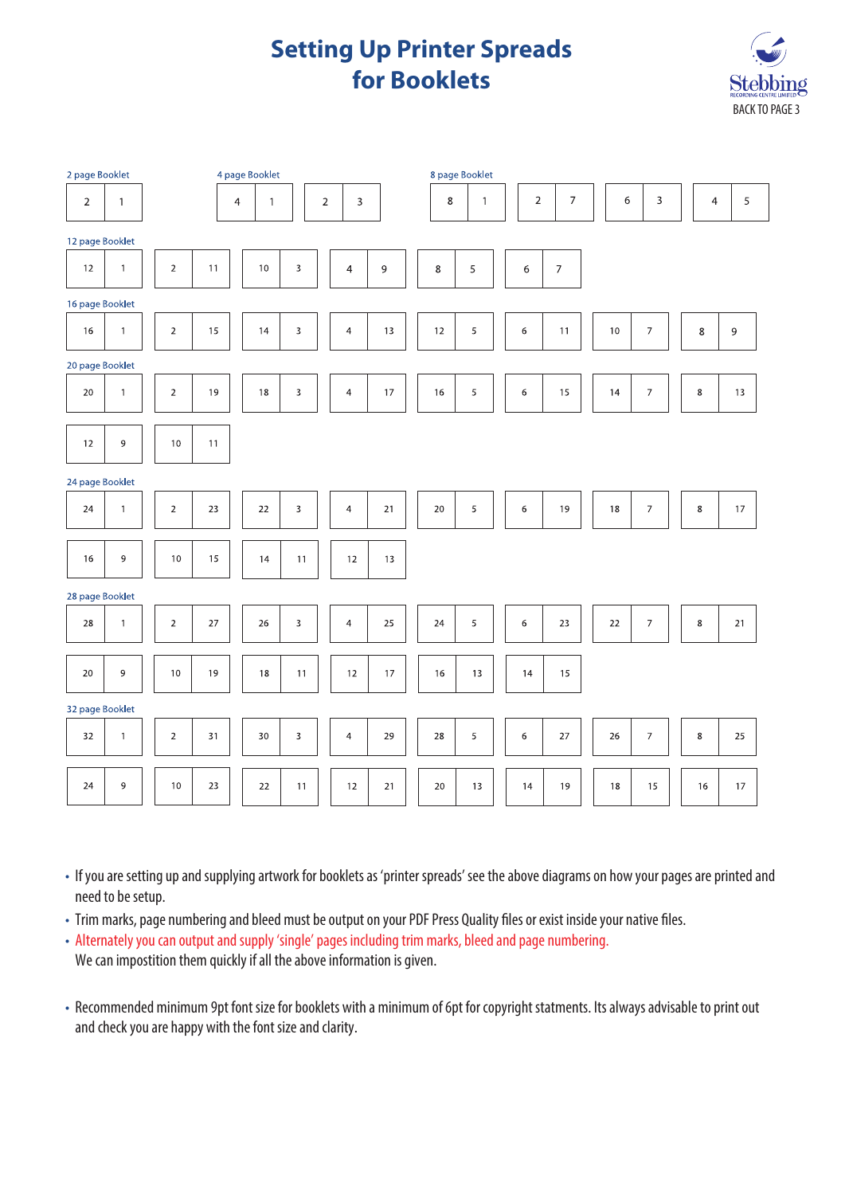# Setting Up Printer Spreads for Booklets

Stebbing Recording Centre Limited

BACK TO PAGE 3

2 page Booklet

| 2 | 1 |
|---|---|

4 page Booklet

| 4 | 1 | | 2 | 3 |
|---|---|---|---|---|

8 page Booklet

| 8 | 1 | | 2 | 7 | | 6 | 3 | | 4 | 5 |
|---|---|---|---|---|---|---|---|---|---|---|

12 page Booklet

| 12 | 1 | | 2 | 11 | | 10 | 3 | | 4 | 9 | | 8 | 5 | | 6 | 7 |
|---|---|---|---|---|---|---|---|---|---|---|---|---|---|---|---|---|

16 page Booklet

| 16 | 1 | | 2 | 15 | | 14 | 3 | | 4 | 13 | | 12 | 5 | | 6 | 11 | | 10 | 7 | | 8 | 9 |
|---|---|---|---|---|---|---|---|---|---|---|---|---|---|---|---|---|---|---|---|---|---|---|

20 page Booklet

| 20 | 1 | | 2 | 19 | | 18 | 3 | | 4 | 17 | | 16 | 5 | | 6 | 15 | | 14 | 7 | | 8 | 13 |
|---|---|---|---|---|---|---|---|---|---|---|---|---|---|---|---|---|---|---|---|---|---|---|
| 12 | 9 | | 10 | 11 | | | | | | | | | | | | | | | | | | |

24 page Booklet

| 24 | 1 | | 2 | 23 | | 22 | 3 | | 4 | 21 | | 20 | 5 | | 6 | 19 | | 18 | 7 | | 8 | 17 |
|---|---|---|---|---|---|---|---|---|---|---|---|---|---|---|---|---|---|---|---|---|---|---|
| 16 | 9 | | 10 | 15 | | 14 | 11 | | 12 | 13 | | | | | | | | | | | | |

28 page Booklet

| 28 | 1 | | 2 | 27 | | 26 | 3 | | 4 | 25 | | 24 | 5 | | 6 | 23 | | 22 | 7 | | 8 | 21 |
|---|---|---|---|---|---|---|---|---|---|---|---|---|---|---|---|---|---|---|---|---|---|---|
| 20 | 9 | | 10 | 19 | | 18 | 11 | | 12 | 17 | | 16 | 13 | | 14 | 15 | | | | | | |

32 page Booklet

| 32 | 1 | | 2 | 31 | | 30 | 3 | | 4 | 29 | | 28 | 5 | | 6 | 27 | | 26 | 7 | | 8 | 25 |
|---|---|---|---|---|---|---|---|---|---|---|---|---|---|---|---|---|---|---|---|---|---|---|
| 24 | 9 | | 10 | 23 | | 22 | 11 | | 12 | 21 | | 20 | 13 | | 14 | 19 | | 18 | 15 | | 16 | 17 |

- If you are setting up and supplying artwork for booklets as 'printer spreads' see the above diagrams on how your pages are printed and need to be setup.
- Trim marks, page numbering and bleed must be output on your PDF Press Quality files or exist inside your native files.
- Alternately you can output and supply 'single' pages including trim marks, bleed and page numbering.
  We can impostition them quickly if all the above information is given.

- Recommended minimum 9pt font size for booklets with a minimum of 6pt for copyright statments. Its always advisable to print out and check you are happy with the font size and clarity.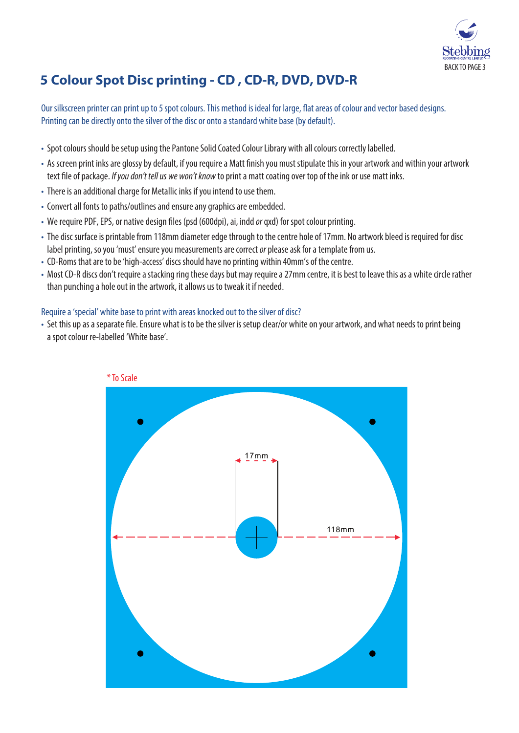BACK TO PAGE 3

# 5 Colour Spot Disc printing - CD , CD-R, DVD, DVD-R

Our silkscreen printer can print up to 5 spot colours. This method is ideal for large, flat areas of colour and vector based designs. Printing can be directly onto the silver of the disc or onto a standard white base (by default).

- Spot colours should be setup using the Pantone Solid Coated Colour Library with all colours correctly labelled.
- As screen print inks are glossy by default, if you require a Matt finish you must stipulate this in your artwork and within your artwork text file of package. *If you don't tell us we won't know* to print a matt coating over top of the ink or use matt inks.
- There is an additional charge for Metallic inks if you intend to use them.
- Convert all fonts to paths/outlines and ensure any graphics are embedded.
- We require PDF, EPS, or native design files (psd (600dpi), ai, indd *or* qxd) for spot colour printing.
- The disc surface is printable from 118mm diameter edge through to the centre hole of 17mm. No artwork bleed is required for disc label printing, so you 'must' ensure you measurements are correct *or* please ask for a template from us.
- CD-Roms that are to be 'high-access' discs should have no printing within 40mm's of the centre.
- Most CD-R discs don't require a stacking ring these days but may require a 27mm centre, it is best to leave this as a white circle rather than punching a hole out in the artwork, it allows us to tweak it if needed.

Require a 'special' white base to print with areas knocked out to the silver of disc?

- Set this up as a separate file. Ensure what is to be the silver is setup clear/or white on your artwork, and what needs to print being a spot colour re-labelled 'White base'.

\* To Scale

17mm

118mm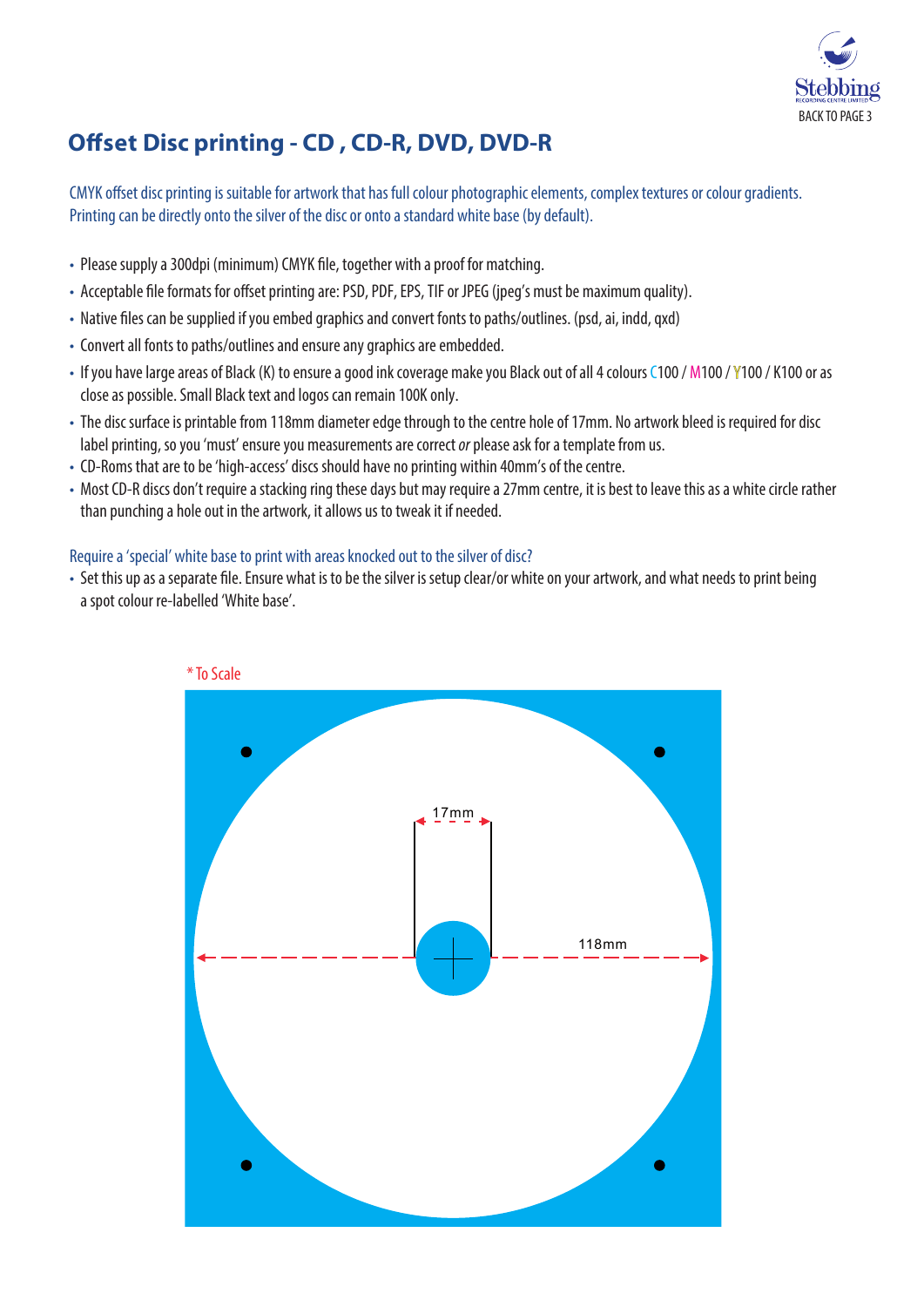BACK TO PAGE 3

# Offset Disc printing - CD , CD-R, DVD, DVD-R

CMYK offset disc printing is suitable for artwork that has full colour photographic elements, complex textures or colour gradients. Printing can be directly onto the silver of the disc or onto a standard white base (by default).

- Please supply a 300dpi (minimum) CMYK file, together with a proof for matching.
- Acceptable file formats for offset printing are: PSD, PDF, EPS, TIF or JPEG (jpeg's must be maximum quality).
- Native files can be supplied if you embed graphics and convert fonts to paths/outlines. (psd, ai, indd, qxd)
- Convert all fonts to paths/outlines and ensure any graphics are embedded.
- If you have large areas of Black (K) to ensure a good ink coverage make you Black out of all 4 colours C100 / M100 / Y100 / K100 or as close as possible. Small Black text and logos can remain 100K only.
- The disc surface is printable from 118mm diameter edge through to the centre hole of 17mm. No artwork bleed is required for disc label printing, so you 'must' ensure you measurements are correct *or* please ask for a template from us.
- CD-Roms that are to be 'high-access' discs should have no printing within 40mm's of the centre.
- Most CD-R discs don't require a stacking ring these days but may require a 27mm centre, it is best to leave this as a white circle rather than punching a hole out in the artwork, it allows us to tweak it if needed.

Require a 'special' white base to print with areas knocked out to the silver of disc?

- Set this up as a separate file. Ensure what is to be the silver is setup clear/or white on your artwork, and what needs to print being a spot colour re-labelled 'White base'.

* To Scale

17mm

118mm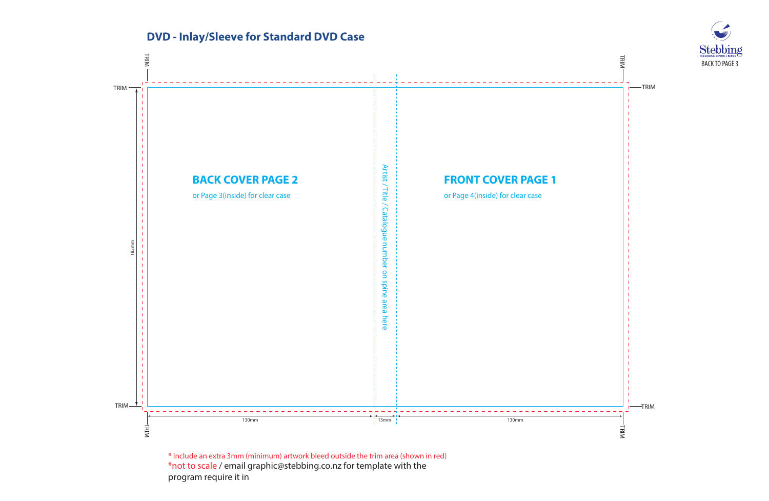## DVD - Inlay/Sleeve for Standard DVD Case

BACK TO PAGE 3

TRIM

**BACK COVER PAGE 2**

or Page 3(inside) for clear case

Artist / Title / Catalogue number on spine area here

**FRONT COVER PAGE 1**

or Page 4(inside) for clear case

183mm

130mm

13mm

130mm

TRIM

* Include an extra 3mm (minimum) artwork bleed outside the trim area (shown in red)

*not to scale / email graphic@stebbing.co.nz for template with the program require it in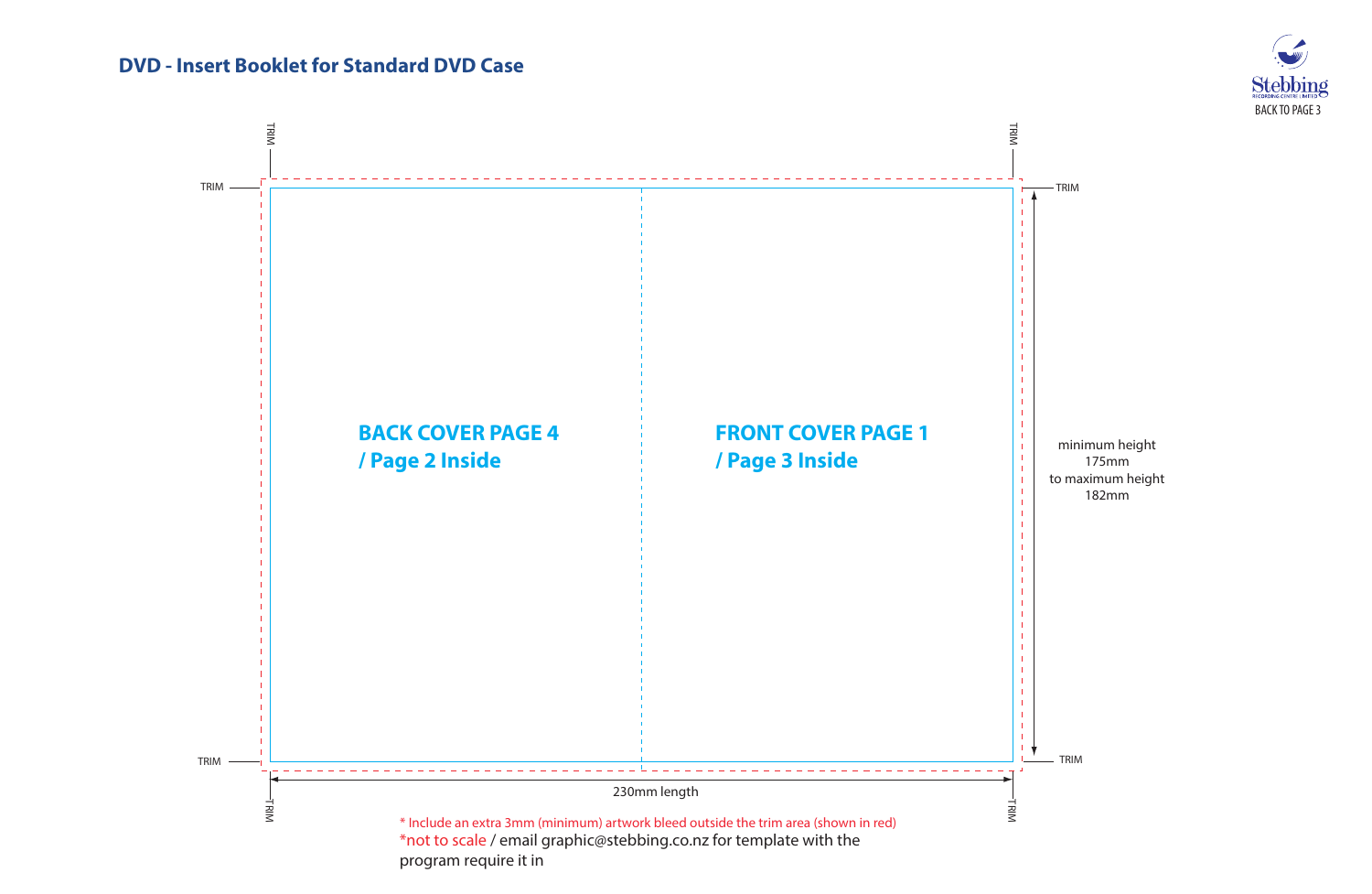## DVD - Insert Booklet for Standard DVD Case

Stebbing
RECORDING CENTRE LIMITED
BACK TO PAGE 3

TRIM

**BACK COVER PAGE 4 / Page 2 Inside**

**FRONT COVER PAGE 1 / Page 3 Inside**

minimum height 175mm to maximum height 182mm

230mm length

* Include an extra 3mm (minimum) artwork bleed outside the trim area (shown in red)

*not to scale / email graphic@stebbing.co.nz for template with the program require it in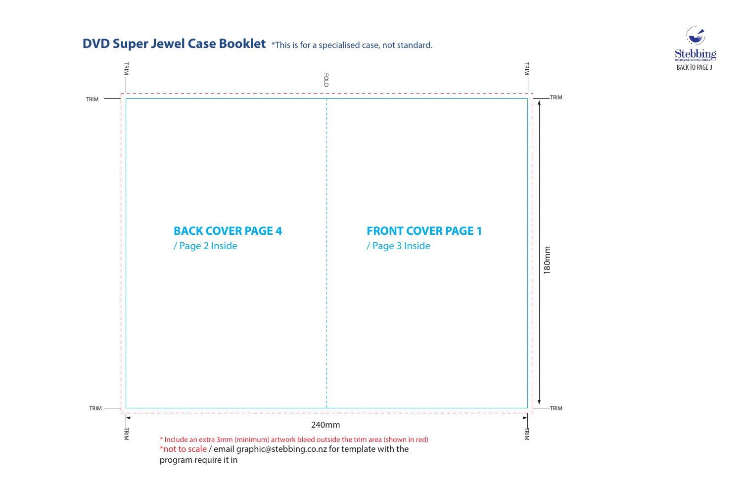## DVD Super Jewel Case Booklet

*This is for a specialised case, not standard.

Stebbing RECORDING CENTRE LIMITED

BACK TO PAGE 3

TRIM

FOLD

TRIM

TRIM

TRIM

**BACK COVER PAGE 4**

/ Page 2 Inside

**FRONT COVER PAGE 1**

/ Page 3 Inside

180mm

TRIM

TRIM

240mm

TRIM

TRIM

* Include an extra 3mm (minimum) artwork bleed outside the trim area (shown in red)

*not to scale / email graphic@stebbing.co.nz for template with the program require it in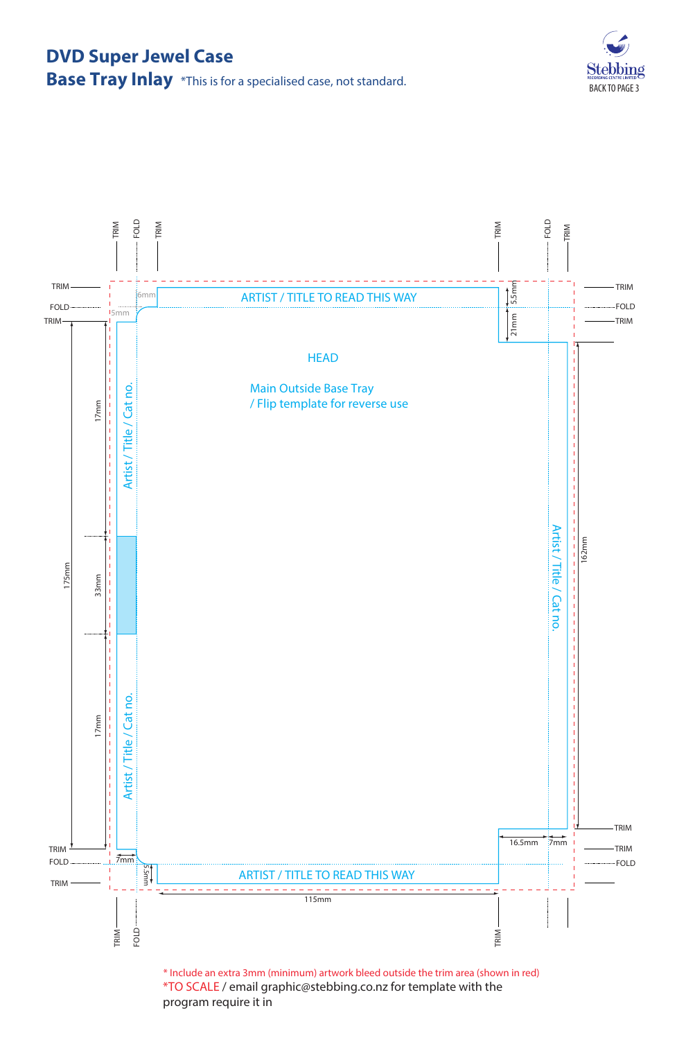# DVD Super Jewel Case

## Base Tray Inlay

*This is for a specialised case, not standard.

Stebbing RECORDING CENTRE LIMITED

BACK TO PAGE 3

TRIM FOLD TRIM TRIM FOLD TRIM

TRIM
FOLD
TRIM

6mm
5mm

ARTIST / TITLE TO READ THIS WAY

5.5mm
21mm

HEAD

Main Outside Base Tray
/ Flip template for reverse use

175mm
17mm
33mm
17mm

Artist / Title / Cat no.

Artist / Title / Cat no.

Artist / Title / Cat no.

162mm

16.5mm
7mm
7mm
5.5mm

ARTIST / TITLE TO READ THIS WAY

115mm

TRIM FOLD TRIM

\* Include an extra 3mm (minimum) artwork bleed outside the trim area (shown in red)

*TO SCALE / email graphic@stebbing.co.nz for template with the program require it in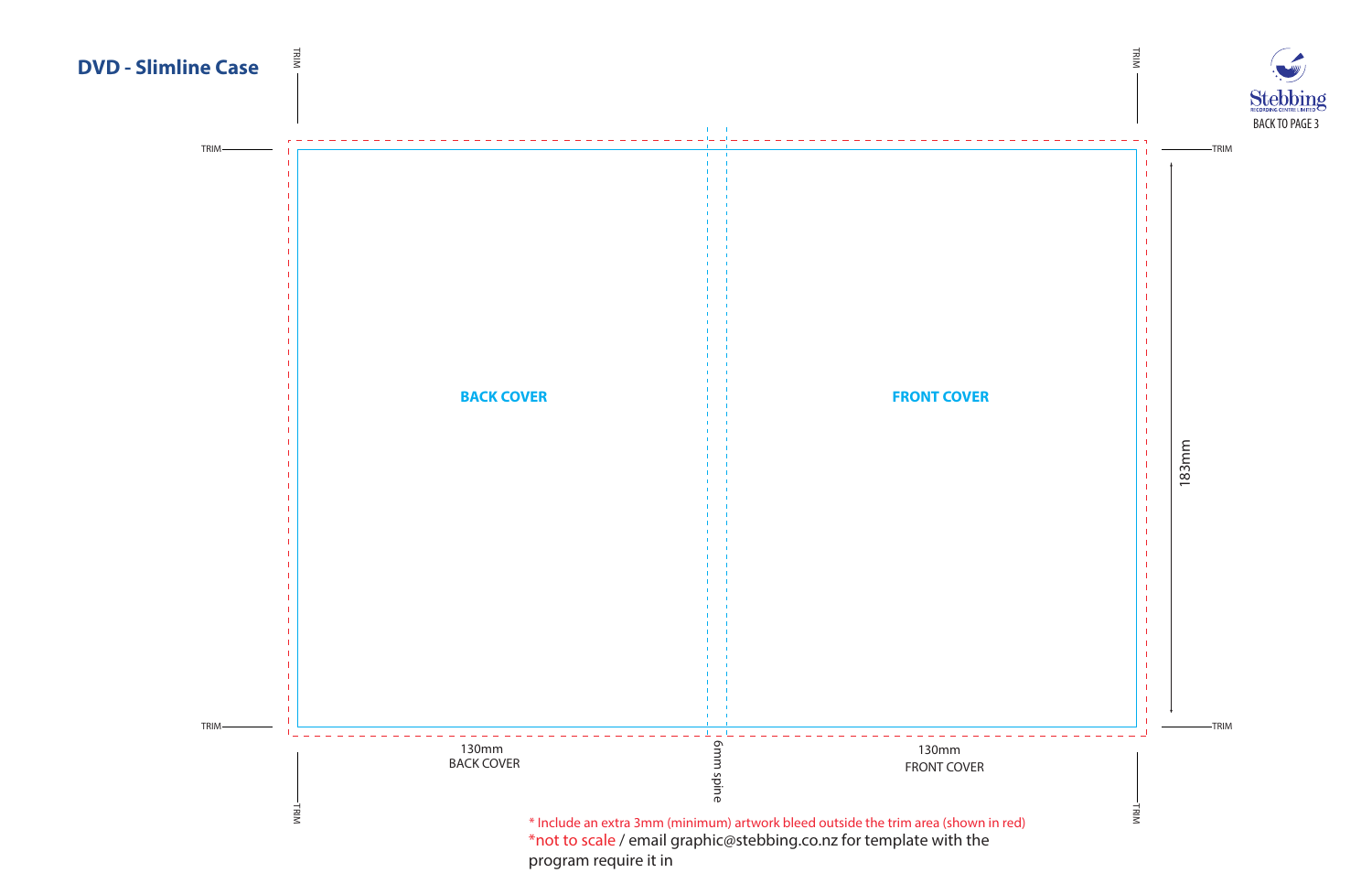## DVD - Slimline Case

Stebbing RECORDING CENTRE LIMITED

BACK TO PAGE 3

TRIM

TRIM

TRIM

TRIM

TRIM

TRIM

TRIM

TRIM

**BACK COVER**

**FRONT COVER**

183mm

130mm
BACK COVER

6mm spine

130mm
FRONT COVER

* Include an extra 3mm (minimum) artwork bleed outside the trim area (shown in red)

*not to scale / email graphic@stebbing.co.nz for template with the program require it in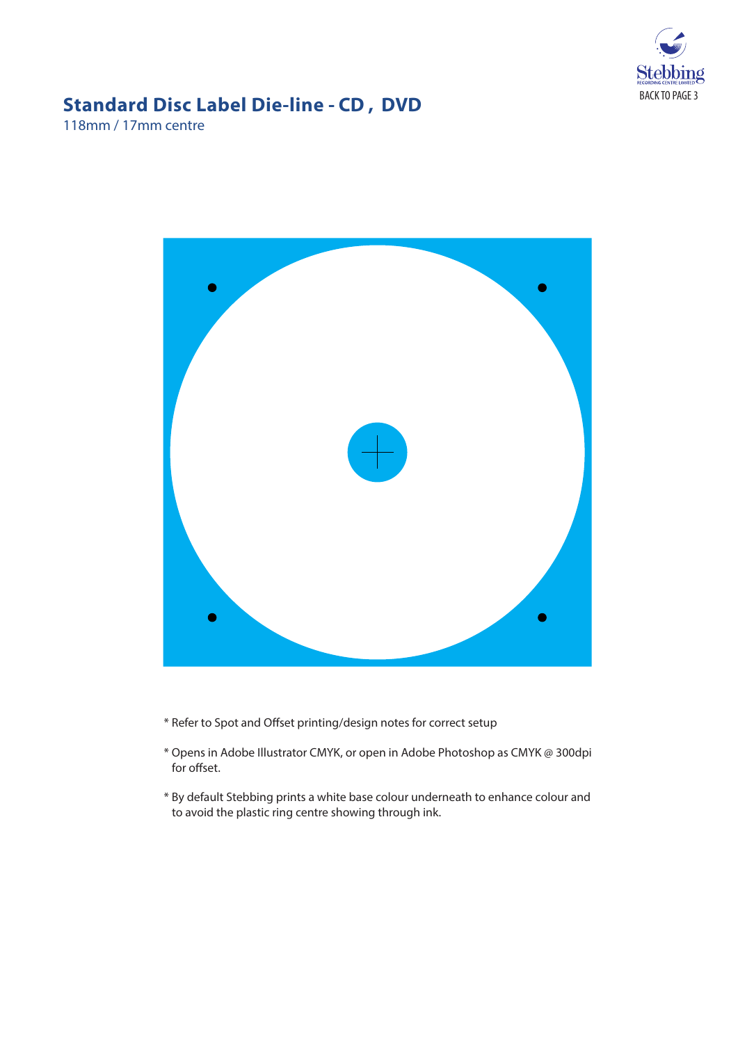Stebbing
RECORDING CENTRE LIMITED
BACK TO PAGE 3

# Standard Disc Label Die-line - CD , DVD

118mm / 17mm centre

* Refer to Spot and Offset printing/design notes for correct setup

* Opens in Adobe Illustrator CMYK, or open in Adobe Photoshop as CMYK @ 300dpi for offset.

* By default Stebbing prints a white base colour underneath to enhance colour and to avoid the plastic ring centre showing through ink.